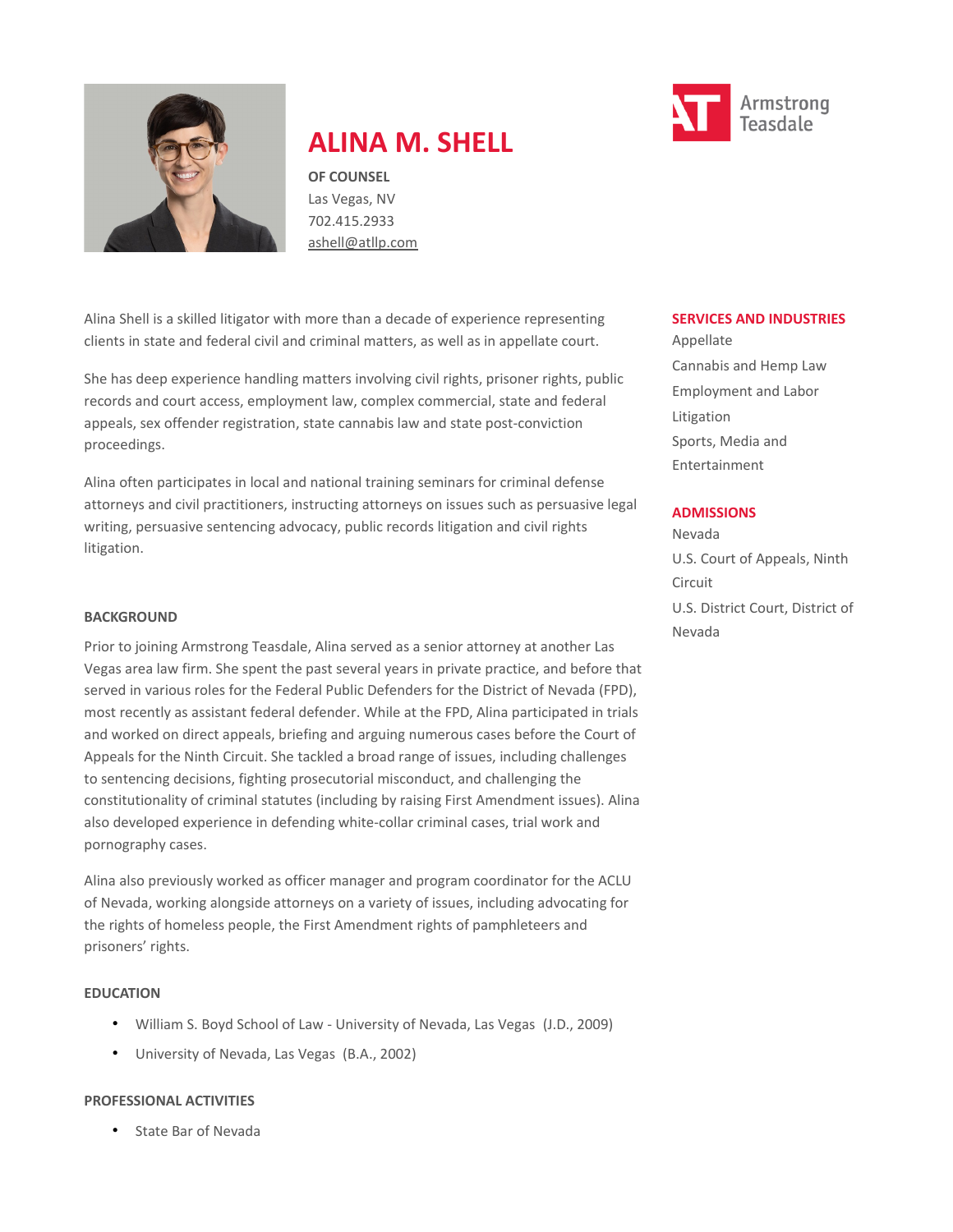# ALINA M. SHELL

**OF COUNSEL**
Las Vegas, NV
702.415.2933
ashell@atllp.com

Armstrong Teasdale

Alina Shell is a skilled litigator with more than a decade of experience representing clients in state and federal civil and criminal matters, as well as in appellate court.

She has deep experience handling matters involving civil rights, prisoner rights, public records and court access, employment law, complex commercial, state and federal appeals, sex offender registration, state cannabis law and state post-conviction proceedings.

Alina often participates in local and national training seminars for criminal defense attorneys and civil practitioners, instructing attorneys on issues such as persuasive legal writing, persuasive sentencing advocacy, public records litigation and civil rights litigation.

## SERVICES AND INDUSTRIES

Appellate
Cannabis and Hemp Law
Employment and Labor
Litigation
Sports, Media and Entertainment

## ADMISSIONS

Nevada
U.S. Court of Appeals, Ninth Circuit
U.S. District Court, District of Nevada

## BACKGROUND

Prior to joining Armstrong Teasdale, Alina served as a senior attorney at another Las Vegas area law firm. She spent the past several years in private practice, and before that served in various roles for the Federal Public Defenders for the District of Nevada (FPD), most recently as assistant federal defender. While at the FPD, Alina participated in trials and worked on direct appeals, briefing and arguing numerous cases before the Court of Appeals for the Ninth Circuit. She tackled a broad range of issues, including challenges to sentencing decisions, fighting prosecutorial misconduct, and challenging the constitutionality of criminal statutes (including by raising First Amendment issues). Alina also developed experience in defending white-collar criminal cases, trial work and pornography cases.

Alina also previously worked as officer manager and program coordinator for the ACLU of Nevada, working alongside attorneys on a variety of issues, including advocating for the rights of homeless people, the First Amendment rights of pamphleteers and prisoners' rights.

## EDUCATION

- William S. Boyd School of Law - University of Nevada, Las Vegas (J.D., 2009)
- University of Nevada, Las Vegas (B.A., 2002)

## PROFESSIONAL ACTIVITIES

- State Bar of Nevada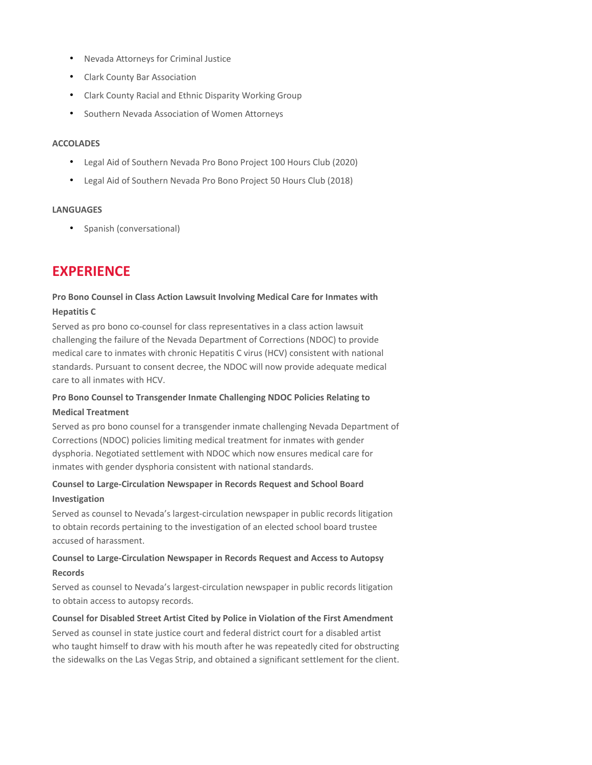- Nevada Attorneys for Criminal Justice
- Clark County Bar Association
- Clark County Racial and Ethnic Disparity Working Group
- Southern Nevada Association of Women Attorneys

**ACCOLADES**

- Legal Aid of Southern Nevada Pro Bono Project 100 Hours Club (2020)
- Legal Aid of Southern Nevada Pro Bono Project 50 Hours Club (2018)

**LANGUAGES**

- Spanish (conversational)

## EXPERIENCE

**Pro Bono Counsel in Class Action Lawsuit Involving Medical Care for Inmates with Hepatitis C**

Served as pro bono co-counsel for class representatives in a class action lawsuit challenging the failure of the Nevada Department of Corrections (NDOC) to provide medical care to inmates with chronic Hepatitis C virus (HCV) consistent with national standards. Pursuant to consent decree, the NDOC will now provide adequate medical care to all inmates with HCV.

**Pro Bono Counsel to Transgender Inmate Challenging NDOC Policies Relating to Medical Treatment**

Served as pro bono counsel for a transgender inmate challenging Nevada Department of Corrections (NDOC) policies limiting medical treatment for inmates with gender dysphoria. Negotiated settlement with NDOC which now ensures medical care for inmates with gender dysphoria consistent with national standards.

**Counsel to Large-Circulation Newspaper in Records Request and School Board Investigation**

Served as counsel to Nevada's largest-circulation newspaper in public records litigation to obtain records pertaining to the investigation of an elected school board trustee accused of harassment.

**Counsel to Large-Circulation Newspaper in Records Request and Access to Autopsy Records**

Served as counsel to Nevada's largest-circulation newspaper in public records litigation to obtain access to autopsy records.

**Counsel for Disabled Street Artist Cited by Police in Violation of the First Amendment**

Served as counsel in state justice court and federal district court for a disabled artist who taught himself to draw with his mouth after he was repeatedly cited for obstructing the sidewalks on the Las Vegas Strip, and obtained a significant settlement for the client.